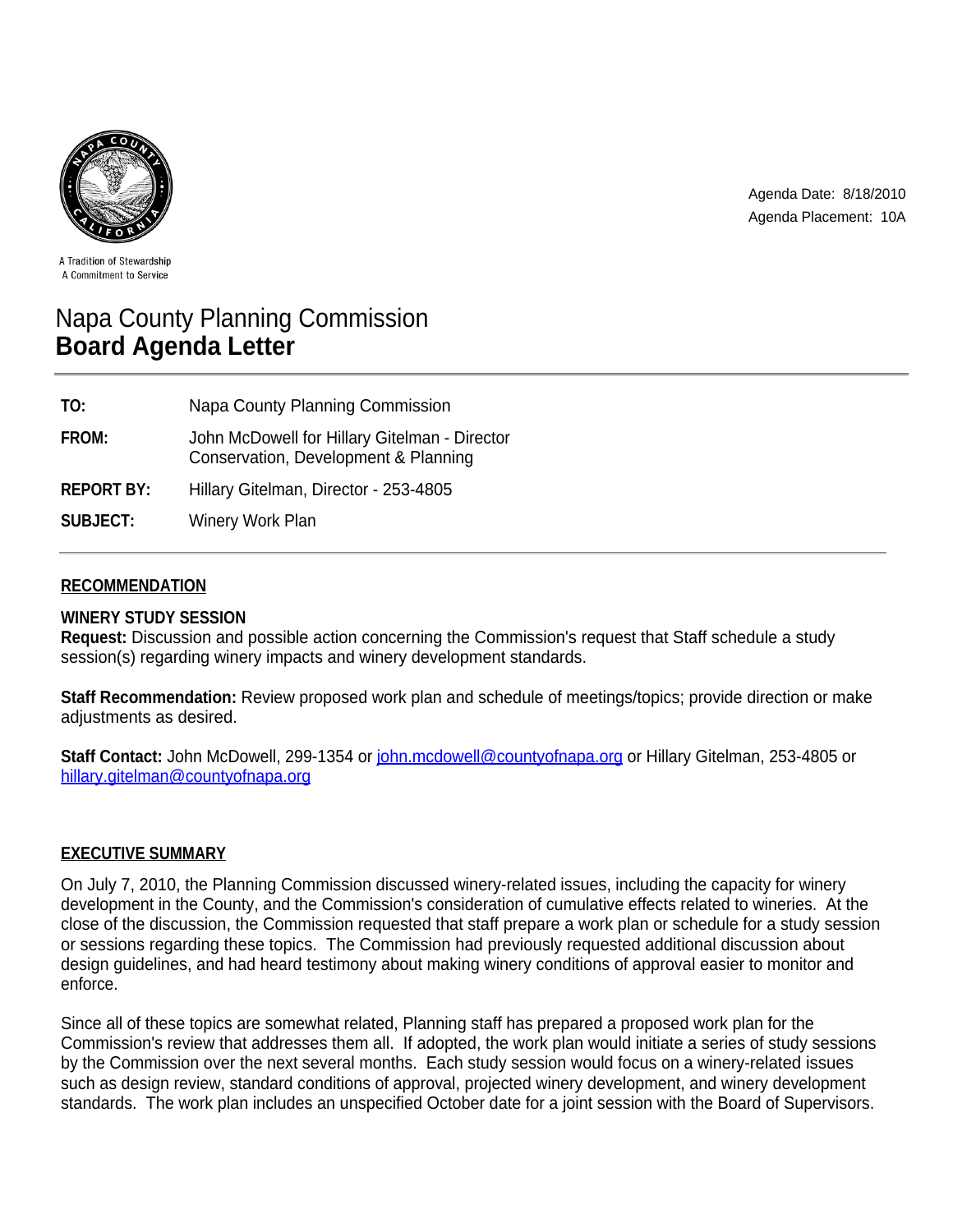A Tradition of Stewardship
A Commitment to Service

Agenda Date: 8/18/2010
Agenda Placement: 10A

# Napa County Planning Commission
# **Board Agenda Letter**

| | |
|---|---|
| **TO:** | Napa County Planning Commission |
| **FROM:** | John McDowell for Hillary Gitelman - Director<br>Conservation, Development & Planning |
| **REPORT BY:** | Hillary Gitelman, Director - 253-4805 |
| **SUBJECT:** | Winery Work Plan |

## RECOMMENDATION

**WINERY STUDY SESSION**
**Request:** Discussion and possible action concerning the Commission's request that Staff schedule a study session(s) regarding winery impacts and winery development standards.

**Staff Recommendation:** Review proposed work plan and schedule of meetings/topics; provide direction or make adjustments as desired.

**Staff Contact:** John McDowell, 299-1354 or john.mcdowell@countyofnapa.org or Hillary Gitelman, 253-4805 or hillary.gitelman@countyofnapa.org

## EXECUTIVE SUMMARY

On July 7, 2010, the Planning Commission discussed winery-related issues, including the capacity for winery development in the County, and the Commission's consideration of cumulative effects related to wineries. At the close of the discussion, the Commission requested that staff prepare a work plan or schedule for a study session or sessions regarding these topics. The Commission had previously requested additional discussion about design guidelines, and had heard testimony about making winery conditions of approval easier to monitor and enforce.

Since all of these topics are somewhat related, Planning staff has prepared a proposed work plan for the Commission's review that addresses them all. If adopted, the work plan would initiate a series of study sessions by the Commission over the next several months. Each study session would focus on a winery-related issues such as design review, standard conditions of approval, projected winery development, and winery development standards. The work plan includes an unspecified October date for a joint session with the Board of Supervisors.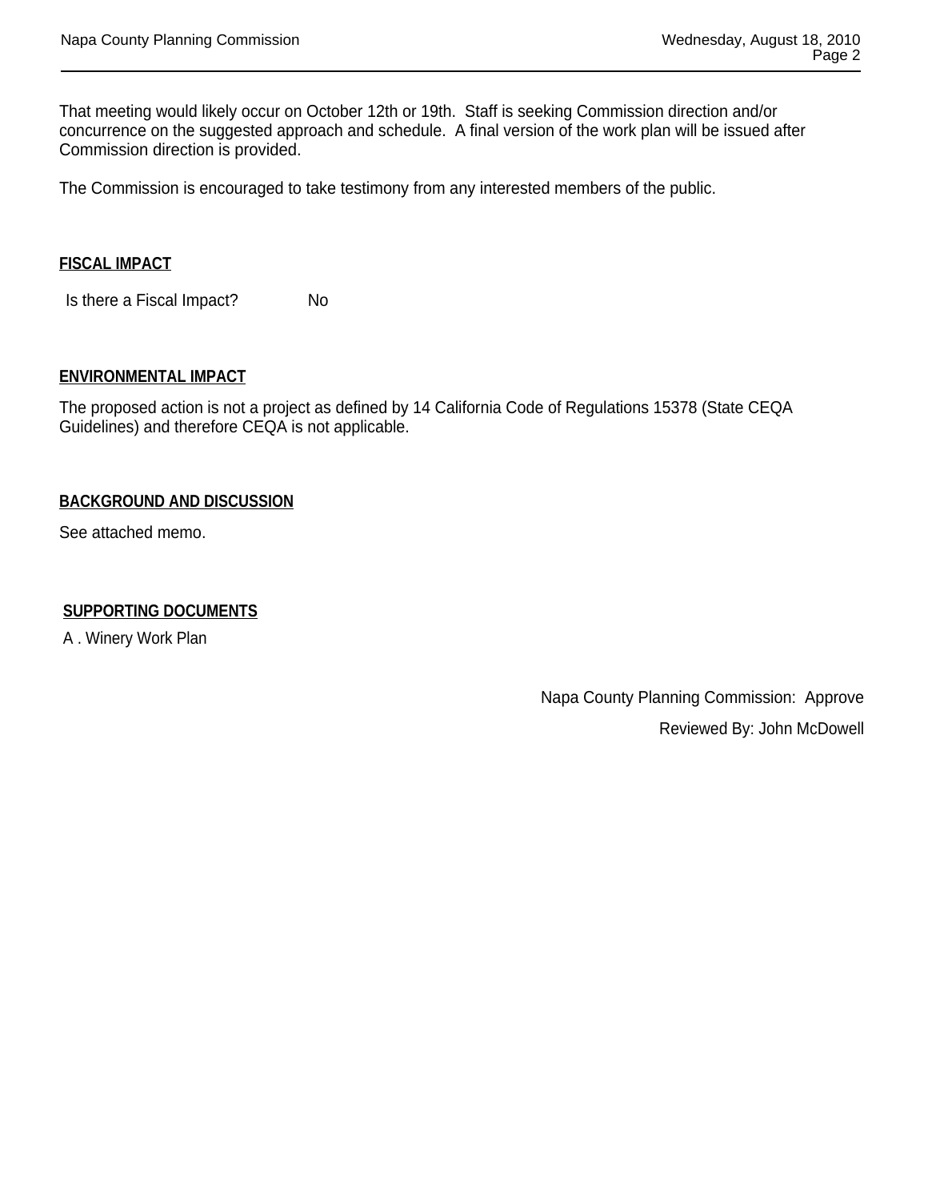That meeting would likely occur on October 12th or 19th. Staff is seeking Commission direction and/or concurrence on the suggested approach and schedule. A final version of the work plan will be issued after Commission direction is provided.

The Commission is encouraged to take testimony from any interested members of the public.

## FISCAL IMPACT

Is there a Fiscal Impact? No

## ENVIRONMENTAL IMPACT

The proposed action is not a project as defined by 14 California Code of Regulations 15378 (State CEQA Guidelines) and therefore CEQA is not applicable.

## BACKGROUND AND DISCUSSION

See attached memo.

## SUPPORTING DOCUMENTS

A . Winery Work Plan

Napa County Planning Commission: Approve

Reviewed By: John McDowell